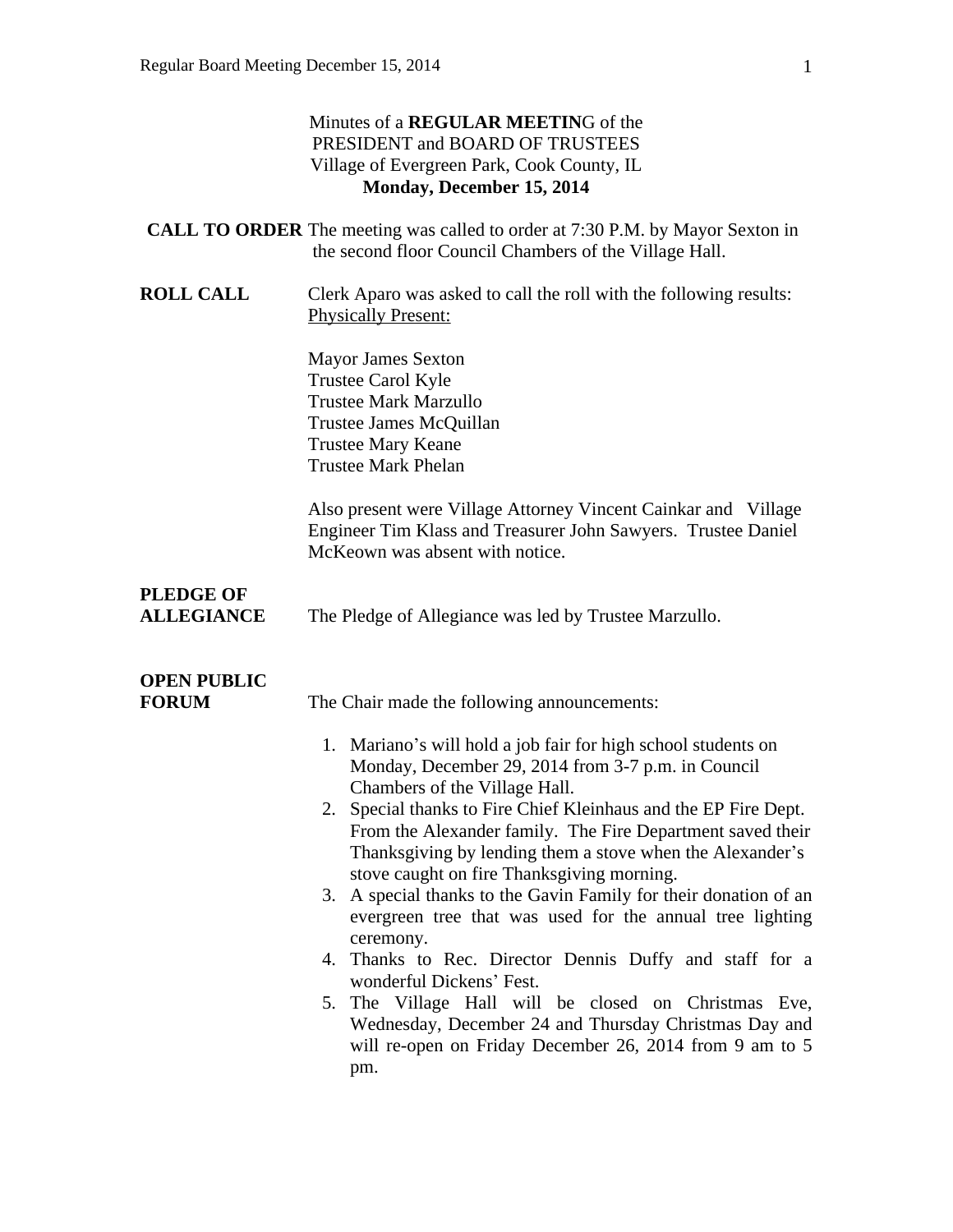Minutes of a **REGULAR MEETIN**G of the
PRESIDENT and BOARD OF TRUSTEES
Village of Evergreen Park, Cook County, IL
**Monday, December 15, 2014**

**CALL TO ORDER** The meeting was called to order at 7:30 P.M. by Mayor Sexton in the second floor Council Chambers of the Village Hall.

**ROLL CALL** Clerk Aparo was asked to call the roll with the following results:
Physically Present:

Mayor James Sexton
Trustee Carol Kyle
Trustee Mark Marzullo
Trustee James McQuillan
Trustee Mary Keane
Trustee Mark Phelan

Also present were Village Attorney Vincent Cainkar and Village Engineer Tim Klass and Treasurer John Sawyers. Trustee Daniel McKeown was absent with notice.

**PLEDGE OF ALLEGIANCE** The Pledge of Allegiance was led by Trustee Marzullo.

**OPEN PUBLIC FORUM** The Chair made the following announcements:

1. Mariano's will hold a job fair for high school students on Monday, December 29, 2014 from 3-7 p.m. in Council Chambers of the Village Hall.
2. Special thanks to Fire Chief Kleinhaus and the EP Fire Dept. From the Alexander family. The Fire Department saved their Thanksgiving by lending them a stove when the Alexander's stove caught on fire Thanksgiving morning.
3. A special thanks to the Gavin Family for their donation of an evergreen tree that was used for the annual tree lighting ceremony.
4. Thanks to Rec. Director Dennis Duffy and staff for a wonderful Dickens' Fest.
5. The Village Hall will be closed on Christmas Eve, Wednesday, December 24 and Thursday Christmas Day and will re-open on Friday December 26, 2014 from 9 am to 5 pm.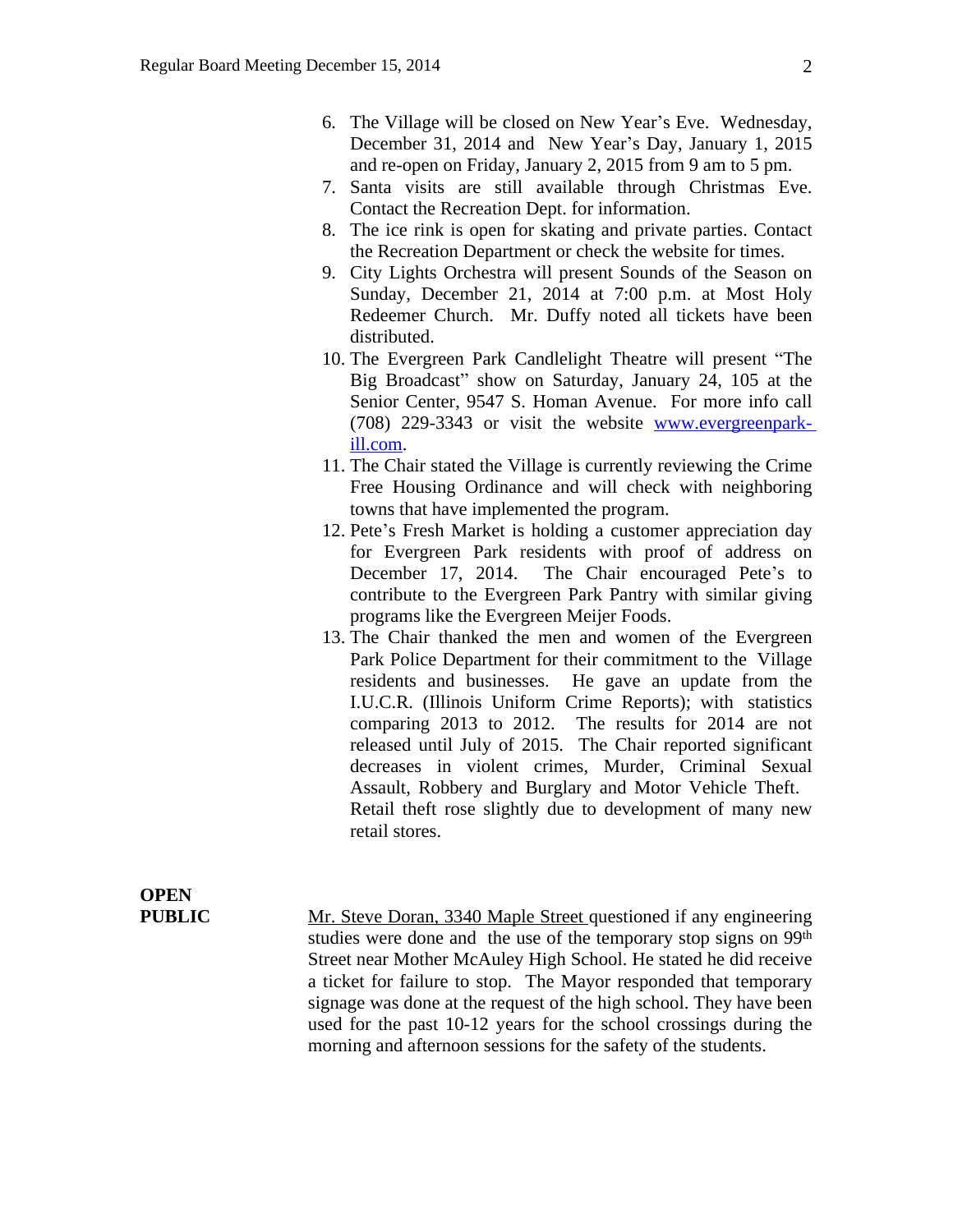6. The Village will be closed on New Year's Eve. Wednesday, December 31, 2014 and New Year's Day, January 1, 2015 and re-open on Friday, January 2, 2015 from 9 am to 5 pm.
7. Santa visits are still available through Christmas Eve. Contact the Recreation Dept. for information.
8. The ice rink is open for skating and private parties. Contact the Recreation Department or check the website for times.
9. City Lights Orchestra will present Sounds of the Season on Sunday, December 21, 2014 at 7:00 p.m. at Most Holy Redeemer Church. Mr. Duffy noted all tickets have been distributed.
10. The Evergreen Park Candlelight Theatre will present "The Big Broadcast" show on Saturday, January 24, 105 at the Senior Center, 9547 S. Homan Avenue. For more info call (708) 229-3343 or visit the website [www.evergreenpark-ill.com](http://www.evergreenpark-ill.com).
11. The Chair stated the Village is currently reviewing the Crime Free Housing Ordinance and will check with neighboring towns that have implemented the program.
12. Pete's Fresh Market is holding a customer appreciation day for Evergreen Park residents with proof of address on December 17, 2014. The Chair encouraged Pete's to contribute to the Evergreen Park Pantry with similar giving programs like the Evergreen Meijer Foods.
13. The Chair thanked the men and women of the Evergreen Park Police Department for their commitment to the Village residents and businesses. He gave an update from the I.U.C.R. (Illinois Uniform Crime Reports); with statistics comparing 2013 to 2012. The results for 2014 are not released until July of 2015. The Chair reported significant decreases in violent crimes, Murder, Criminal Sexual Assault, Robbery and Burglary and Motor Vehicle Theft. Retail theft rose slightly due to development of many new retail stores.

**OPEN PUBLIC**

Mr. Steve Doran, 3340 Maple Street questioned if any engineering studies were done and the use of the temporary stop signs on 99th Street near Mother McAuley High School. He stated he did receive a ticket for failure to stop. The Mayor responded that temporary signage was done at the request of the high school. They have been used for the past 10-12 years for the school crossings during the morning and afternoon sessions for the safety of the students.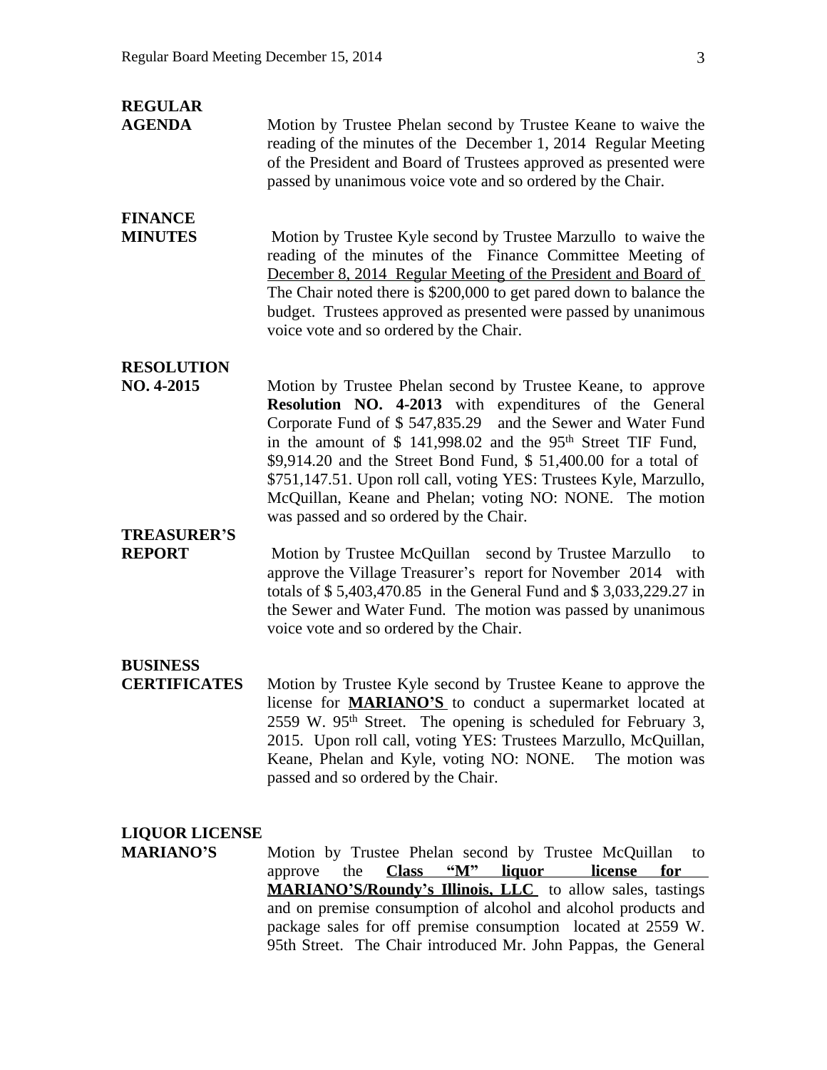**REGULAR AGENDA**

Motion by Trustee Phelan second by Trustee Keane to waive the reading of the minutes of the December 1, 2014 Regular Meeting of the President and Board of Trustees approved as presented were passed by unanimous voice vote and so ordered by the Chair.

**FINANCE MINUTES**

Motion by Trustee Kyle second by Trustee Marzullo to waive the reading of the minutes of the Finance Committee Meeting of December 8, 2014 Regular Meeting of the President and Board of The Chair noted there is $200,000 to get pared down to balance the budget. Trustees approved as presented were passed by unanimous voice vote and so ordered by the Chair.

**RESOLUTION NO. 4-2015**

Motion by Trustee Phelan second by Trustee Keane, to approve **Resolution NO. 4-2013** with expenditures of the General Corporate Fund of $ 547,835.29 and the Sewer and Water Fund in the amount of $ 141,998.02 and the 95th Street TIF Fund, $9,914.20 and the Street Bond Fund, $ 51,400.00 for a total of $751,147.51. Upon roll call, voting YES: Trustees Kyle, Marzullo, McQuillan, Keane and Phelan; voting NO: NONE. The motion was passed and so ordered by the Chair.

**TREASURER'S REPORT**

Motion by Trustee McQuillan second by Trustee Marzullo to approve the Village Treasurer's report for November 2014 with totals of $ 5,403,470.85 in the General Fund and $ 3,033,229.27 in the Sewer and Water Fund. The motion was passed by unanimous voice vote and so ordered by the Chair.

**BUSINESS CERTIFICATES**

Motion by Trustee Kyle second by Trustee Keane to approve the license for **MARIANO'S** to conduct a supermarket located at 2559 W. 95th Street. The opening is scheduled for February 3, 2015. Upon roll call, voting YES: Trustees Marzullo, McQuillan, Keane, Phelan and Kyle, voting NO: NONE. The motion was passed and so ordered by the Chair.

**LIQUOR LICENSE MARIANO'S**

Motion by Trustee Phelan second by Trustee McQuillan to approve the **Class "M" liquor license for MARIANO'S/Roundy's Illinois, LLC** to allow sales, tastings and on premise consumption of alcohol and alcohol products and package sales for off premise consumption located at 2559 W. 95th Street. The Chair introduced Mr. John Pappas, the General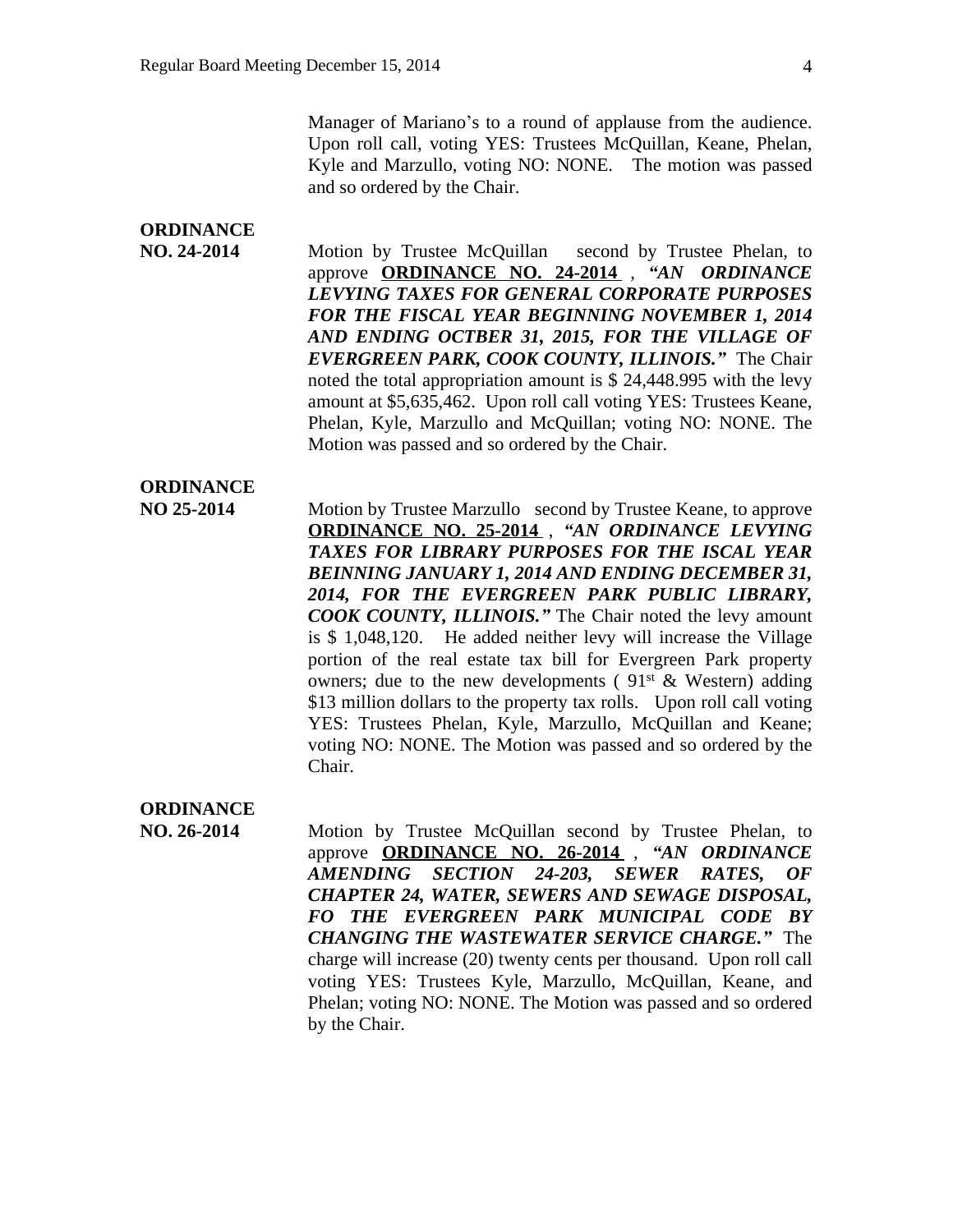Manager of Mariano's to a round of applause from the audience. Upon roll call, voting YES: Trustees McQuillan, Keane, Phelan, Kyle and Marzullo, voting NO: NONE. The motion was passed and so ordered by the Chair.

**ORDINANCE NO. 24-2014**

Motion by Trustee McQuillan second by Trustee Phelan, to approve **ORDINANCE NO. 24-2014** , ***"AN ORDINANCE LEVYING TAXES FOR GENERAL CORPORATE PURPOSES FOR THE FISCAL YEAR BEGINNING NOVEMBER 1, 2014 AND ENDING OCTBER 31, 2015, FOR THE VILLAGE OF EVERGREEN PARK, COOK COUNTY, ILLINOIS."*** The Chair noted the total appropriation amount is $ 24,448.995 with the levy amount at $5,635,462. Upon roll call voting YES: Trustees Keane, Phelan, Kyle, Marzullo and McQuillan; voting NO: NONE. The Motion was passed and so ordered by the Chair.

**ORDINANCE NO 25-2014**

Motion by Trustee Marzullo second by Trustee Keane, to approve **ORDINANCE NO. 25-2014** , ***"AN ORDINANCE LEVYING TAXES FOR LIBRARY PURPOSES FOR THE ISCAL YEAR BEINNING JANUARY 1, 2014 AND ENDING DECEMBER 31, 2014, FOR THE EVERGREEN PARK PUBLIC LIBRARY, COOK COUNTY, ILLINOIS."*** The Chair noted the levy amount is $ 1,048,120. He added neither levy will increase the Village portion of the real estate tax bill for Evergreen Park property owners; due to the new developments ( 91st & Western) adding $13 million dollars to the property tax rolls. Upon roll call voting YES: Trustees Phelan, Kyle, Marzullo, McQuillan and Keane; voting NO: NONE. The Motion was passed and so ordered by the Chair.

**ORDINANCE NO. 26-2014**

Motion by Trustee McQuillan second by Trustee Phelan, to approve **ORDINANCE NO. 26-2014** , ***"AN ORDINANCE AMENDING SECTION 24-203, SEWER RATES, OF CHAPTER 24, WATER, SEWERS AND SEWAGE DISPOSAL, FO THE EVERGREEN PARK MUNICIPAL CODE BY CHANGING THE WASTEWATER SERVICE CHARGE."*** The charge will increase (20) twenty cents per thousand. Upon roll call voting YES: Trustees Kyle, Marzullo, McQuillan, Keane, and Phelan; voting NO: NONE. The Motion was passed and so ordered by the Chair.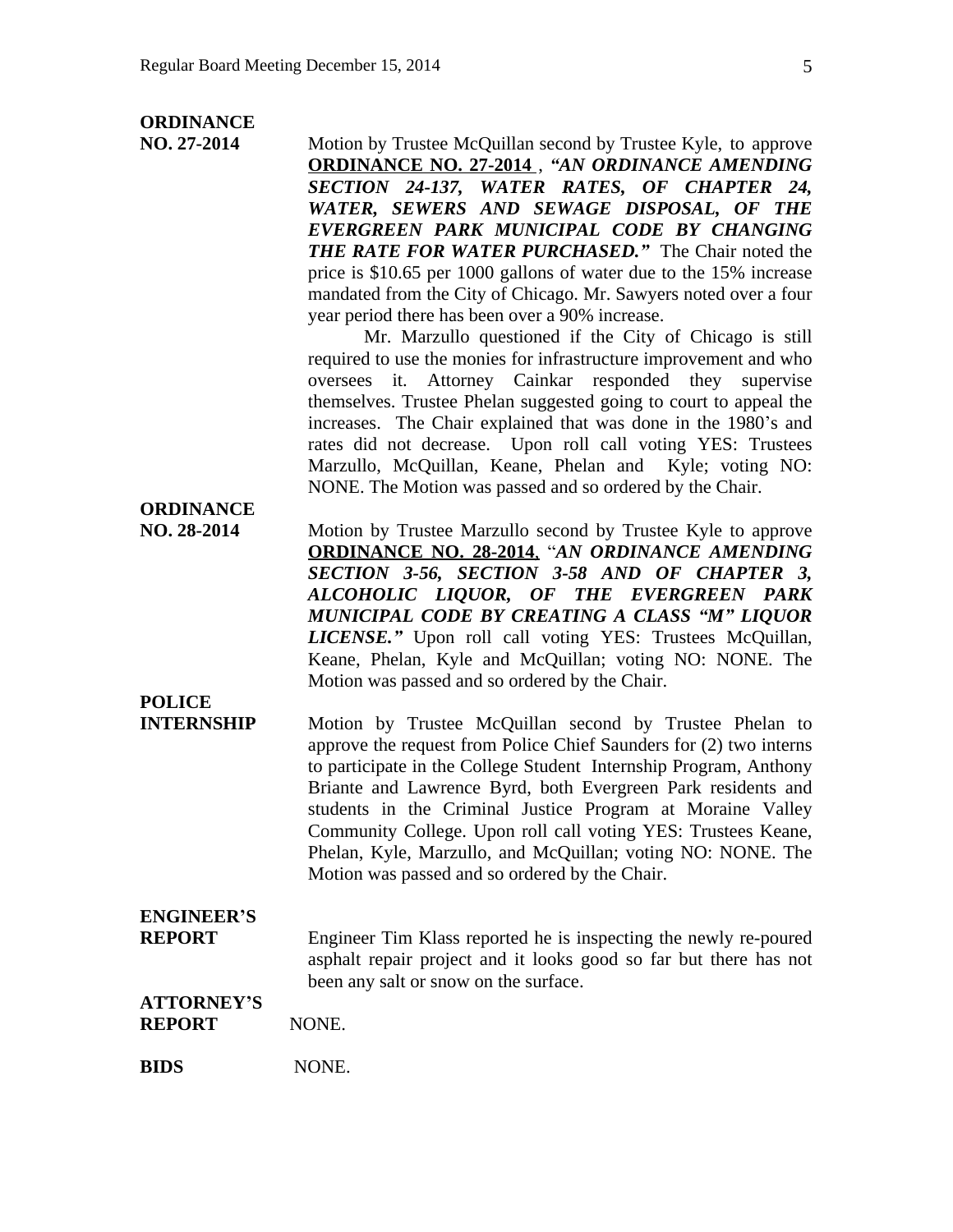**ORDINANCE NO. 27-2014**

Motion by Trustee McQuillan second by Trustee Kyle, to approve **ORDINANCE NO. 27-2014** , ***"AN ORDINANCE AMENDING SECTION 24-137, WATER RATES, OF CHAPTER 24, WATER, SEWERS AND SEWAGE DISPOSAL, OF THE EVERGREEN PARK MUNICIPAL CODE BY CHANGING THE RATE FOR WATER PURCHASED."*** The Chair noted the price is $10.65 per 1000 gallons of water due to the 15% increase mandated from the City of Chicago. Mr. Sawyers noted over a four year period there has been over a 90% increase.

Mr. Marzullo questioned if the City of Chicago is still required to use the monies for infrastructure improvement and who oversees it. Attorney Cainkar responded they supervise themselves. Trustee Phelan suggested going to court to appeal the increases. The Chair explained that was done in the 1980's and rates did not decrease. Upon roll call voting YES: Trustees Marzullo, McQuillan, Keane, Phelan and Kyle; voting NO: NONE. The Motion was passed and so ordered by the Chair.

**ORDINANCE NO. 28-2014**

Motion by Trustee Marzullo second by Trustee Kyle to approve **ORDINANCE NO. 28-2014**, "***AN ORDINANCE AMENDING SECTION 3-56, SECTION 3-58 AND OF CHAPTER 3, ALCOHOLIC LIQUOR, OF THE EVERGREEN PARK MUNICIPAL CODE BY CREATING A CLASS "M" LIQUOR LICENSE."*** Upon roll call voting YES: Trustees McQuillan, Keane, Phelan, Kyle and McQuillan; voting NO: NONE. The Motion was passed and so ordered by the Chair.

**POLICE INTERNSHIP**

Motion by Trustee McQuillan second by Trustee Phelan to approve the request from Police Chief Saunders for (2) two interns to participate in the College Student Internship Program, Anthony Briante and Lawrence Byrd, both Evergreen Park residents and students in the Criminal Justice Program at Moraine Valley Community College. Upon roll call voting YES: Trustees Keane, Phelan, Kyle, Marzullo, and McQuillan; voting NO: NONE. The Motion was passed and so ordered by the Chair.

**ENGINEER'S REPORT**

Engineer Tim Klass reported he is inspecting the newly re-poured asphalt repair project and it looks good so far but there has not been any salt or snow on the surface.

**ATTORNEY'S REPORT** NONE.

**BIDS** NONE.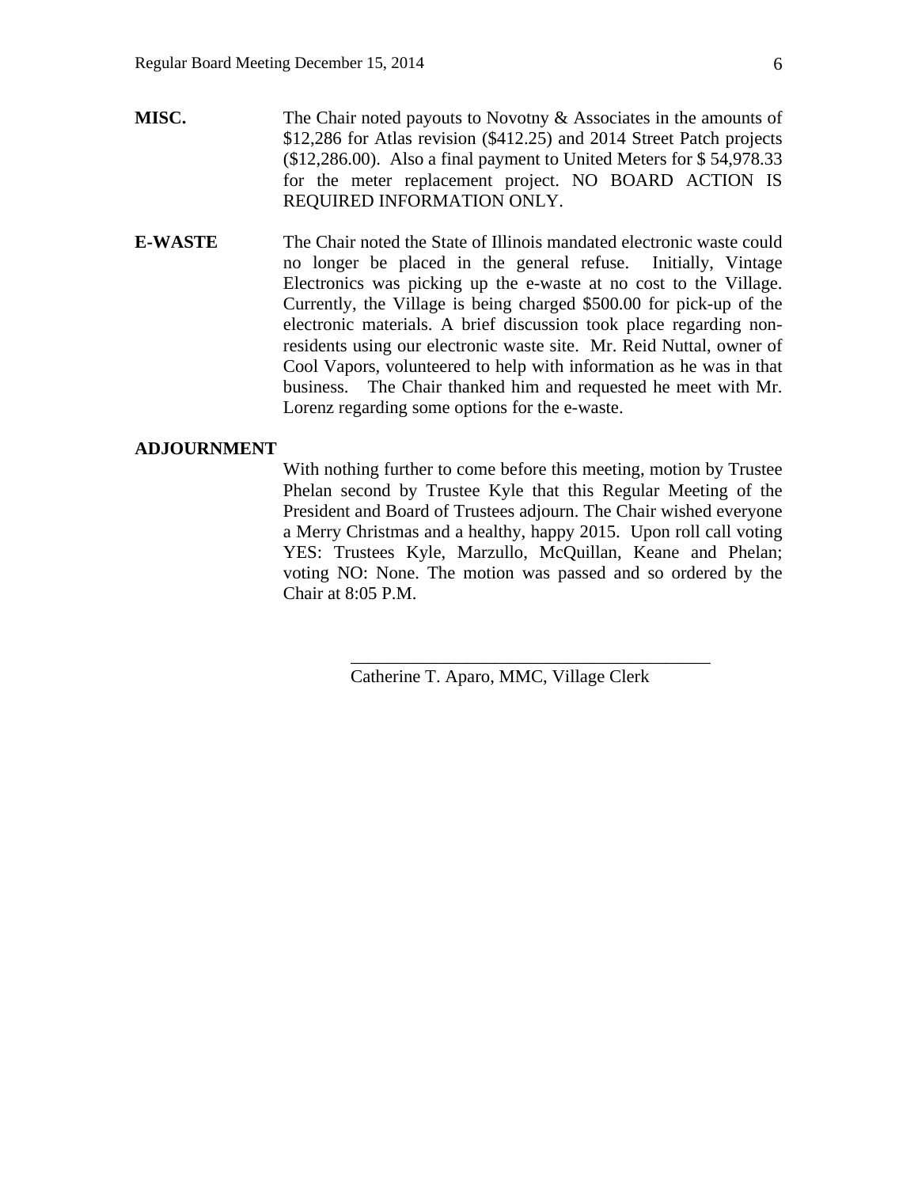**MISC.** The Chair noted payouts to Novotny & Associates in the amounts of $12,286 for Atlas revision ($412.25) and 2014 Street Patch projects ($12,286.00). Also a final payment to United Meters for $ 54,978.33 for the meter replacement project. NO BOARD ACTION IS REQUIRED INFORMATION ONLY.

**E-WASTE** The Chair noted the State of Illinois mandated electronic waste could no longer be placed in the general refuse. Initially, Vintage Electronics was picking up the e-waste at no cost to the Village. Currently, the Village is being charged $500.00 for pick-up of the electronic materials. A brief discussion took place regarding non-residents using our electronic waste site. Mr. Reid Nuttal, owner of Cool Vapors, volunteered to help with information as he was in that business. The Chair thanked him and requested he meet with Mr. Lorenz regarding some options for the e-waste.

**ADJOURNMENT**

With nothing further to come before this meeting, motion by Trustee Phelan second by Trustee Kyle that this Regular Meeting of the President and Board of Trustees adjourn. The Chair wished everyone a Merry Christmas and a healthy, happy 2015. Upon roll call voting YES: Trustees Kyle, Marzullo, McQuillan, Keane and Phelan; voting NO: None. The motion was passed and so ordered by the Chair at 8:05 P.M.

\_\_\_\_\_\_\_\_\_\_\_\_\_\_\_\_\_\_\_\_\_\_\_\_\_\_\_\_\_\_\_\_\_\_\_\_\_\_\_\_

Catherine T. Aparo, MMC, Village Clerk